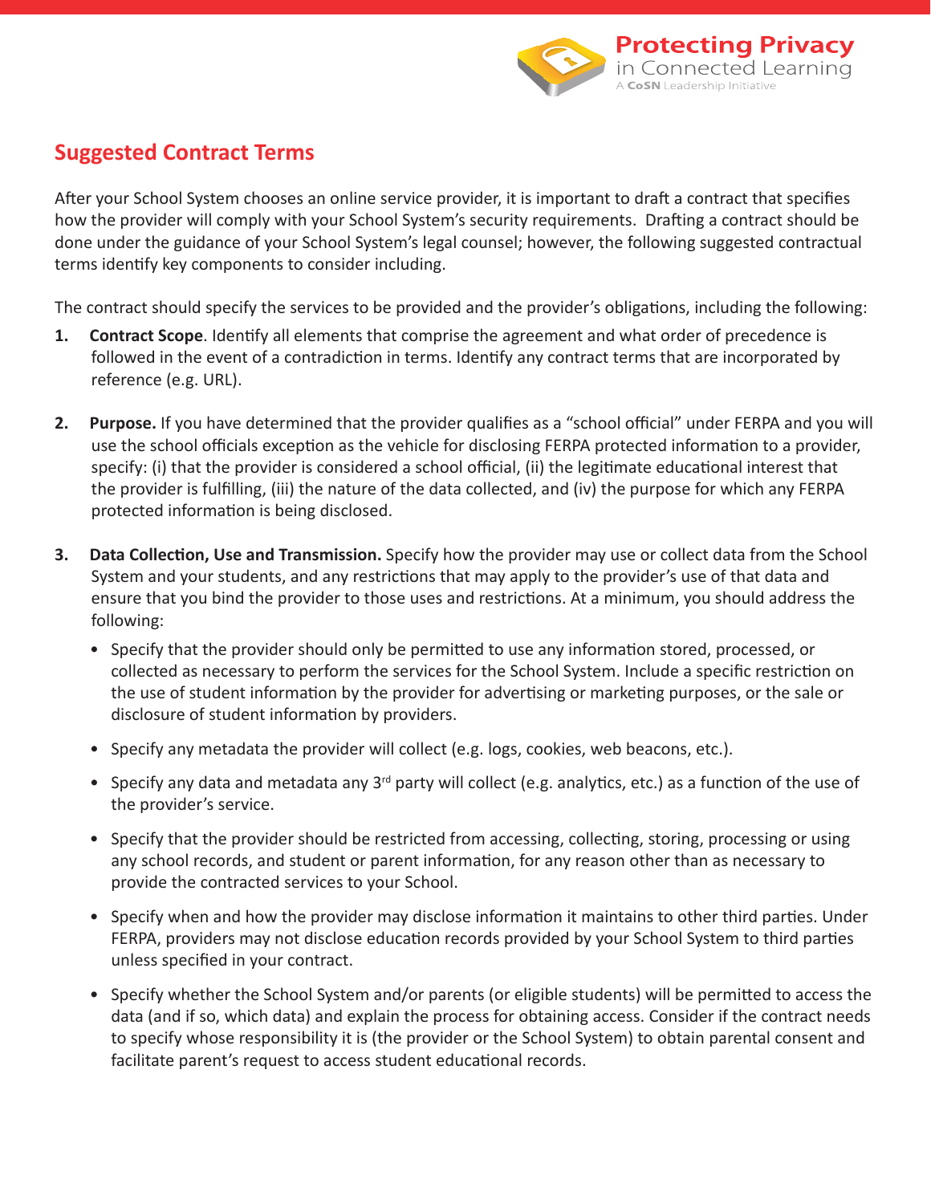## Suggested Contract Terms

After your School System chooses an online service provider, it is important to draft a contract that specifies how the provider will comply with your School System's security requirements. Drafting a contract should be done under the guidance of your School System's legal counsel; however, the following suggested contractual terms identify key components to consider including.

The contract should specify the services to be provided and the provider's obligations, including the following:

1. **Contract Scope**. Identify all elements that comprise the agreement and what order of precedence is followed in the event of a contradiction in terms. Identify any contract terms that are incorporated by reference (e.g. URL).

2. **Purpose.** If you have determined that the provider qualifies as a "school official" under FERPA and you will use the school officials exception as the vehicle for disclosing FERPA protected information to a provider, specify: (i) that the provider is considered a school official, (ii) the legitimate educational interest that the provider is fulfilling, (iii) the nature of the data collected, and (iv) the purpose for which any FERPA protected information is being disclosed.

3. **Data Collection, Use and Transmission.** Specify how the provider may use or collect data from the School System and your students, and any restrictions that may apply to the provider's use of that data and ensure that you bind the provider to those uses and restrictions. At a minimum, you should address the following:

   - Specify that the provider should only be permitted to use any information stored, processed, or collected as necessary to perform the services for the School System. Include a specific restriction on the use of student information by the provider for advertising or marketing purposes, or the sale or disclosure of student information by providers.

   - Specify any metadata the provider will collect (e.g. logs, cookies, web beacons, etc.).

   - Specify any data and metadata any 3rd party will collect (e.g. analytics, etc.) as a function of the use of the provider's service.

   - Specify that the provider should be restricted from accessing, collecting, storing, processing or using any school records, and student or parent information, for any reason other than as necessary to provide the contracted services to your School.

   - Specify when and how the provider may disclose information it maintains to other third parties. Under FERPA, providers may not disclose education records provided by your School System to third parties unless specified in your contract.

   - Specify whether the School System and/or parents (or eligible students) will be permitted to access the data (and if so, which data) and explain the process for obtaining access. Consider if the contract needs to specify whose responsibility it is (the provider or the School System) to obtain parental consent and facilitate parent's request to access student educational records.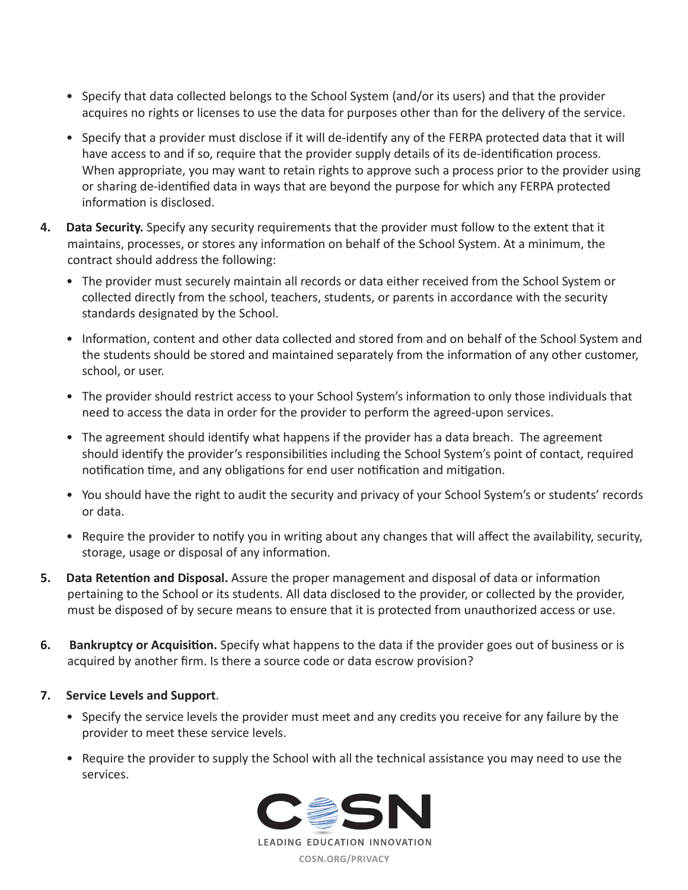- Specify that data collected belongs to the School System (and/or its users) and that the provider acquires no rights or licenses to use the data for purposes other than for the delivery of the service.

- Specify that a provider must disclose if it will de-identify any of the FERPA protected data that it will have access to and if so, require that the provider supply details of its de-identification process. When appropriate, you may want to retain rights to approve such a process prior to the provider using or sharing de-identified data in ways that are beyond the purpose for which any FERPA protected information is disclosed.

4. **Data Security.** Specify any security requirements that the provider must follow to the extent that it maintains, processes, or stores any information on behalf of the School System. At a minimum, the contract should address the following:

   - The provider must securely maintain all records or data either received from the School System or collected directly from the school, teachers, students, or parents in accordance with the security standards designated by the School.

   - Information, content and other data collected and stored from and on behalf of the School System and the students should be stored and maintained separately from the information of any other customer, school, or user.

   - The provider should restrict access to your School System's information to only those individuals that need to access the data in order for the provider to perform the agreed-upon services.

   - The agreement should identify what happens if the provider has a data breach. The agreement should identify the provider's responsibilities including the School System's point of contact, required notification time, and any obligations for end user notification and mitigation.

   - You should have the right to audit the security and privacy of your School System's or students' records or data.

   - Require the provider to notify you in writing about any changes that will affect the availability, security, storage, usage or disposal of any information.

5. **Data Retention and Disposal.** Assure the proper management and disposal of data or information pertaining to the School or its students. All data disclosed to the provider, or collected by the provider, must be disposed of by secure means to ensure that it is protected from unauthorized access or use.

6. **Bankruptcy or Acquisition.** Specify what happens to the data if the provider goes out of business or is acquired by another firm. Is there a source code or data escrow provision?

7. **Service Levels and Support**.

   - Specify the service levels the provider must meet and any credits you receive for any failure by the provider to meet these service levels.

   - Require the provider to supply the School with all the technical assistance you may need to use the services.

COSN

LEADING EDUCATION INNOVATION

COSN.ORG/PRIVACY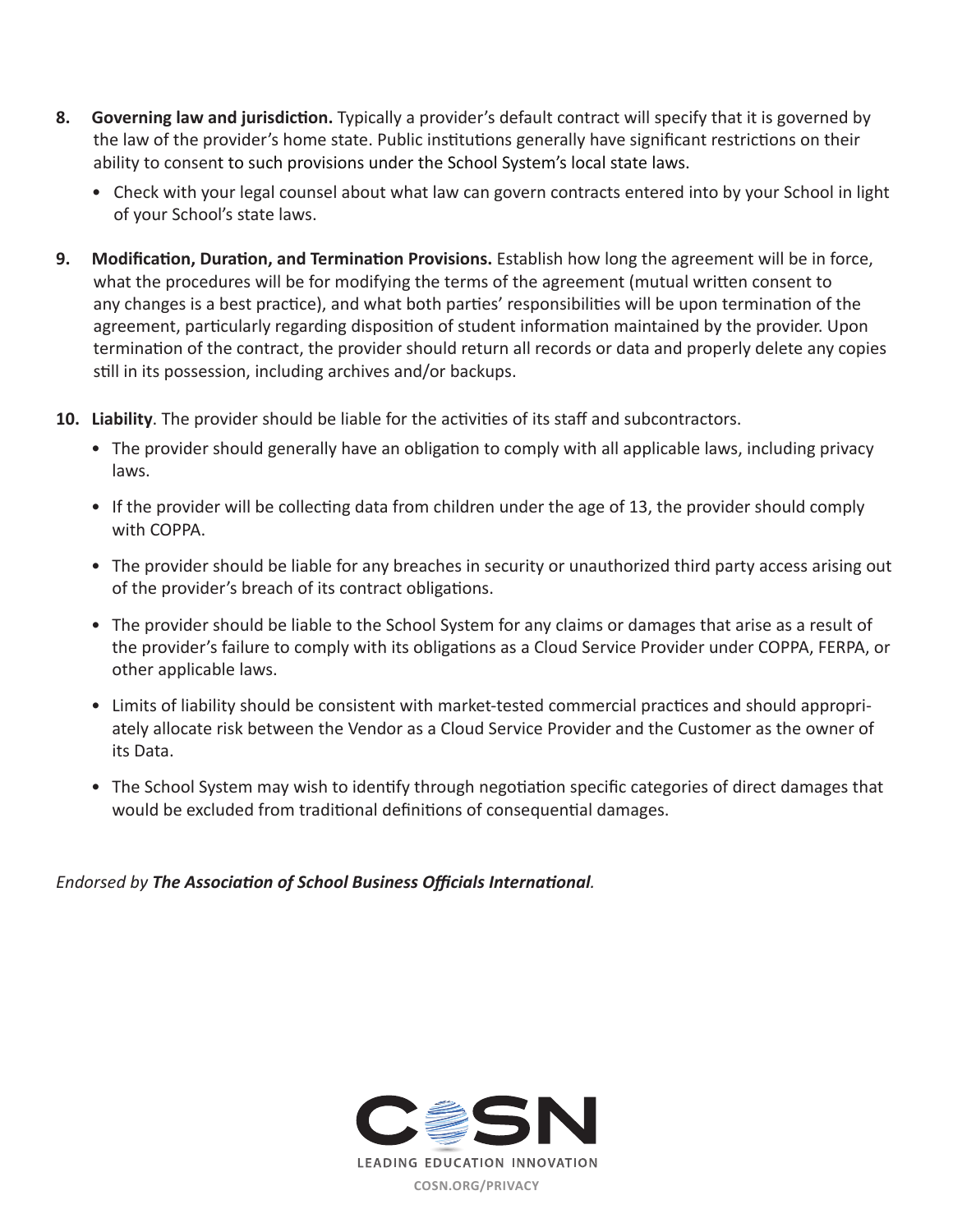8. **Governing law and jurisdiction.** Typically a provider's default contract will specify that it is governed by the law of the provider's home state. Public institutions generally have significant restrictions on their ability to consent to such provisions under the School System's local state laws.
   - Check with your legal counsel about what law can govern contracts entered into by your School in light of your School's state laws.

9. **Modification, Duration, and Termination Provisions.** Establish how long the agreement will be in force, what the procedures will be for modifying the terms of the agreement (mutual written consent to any changes is a best practice), and what both parties' responsibilities will be upon termination of the agreement, particularly regarding disposition of student information maintained by the provider. Upon termination of the contract, the provider should return all records or data and properly delete any copies still in its possession, including archives and/or backups.

10. **Liability**. The provider should be liable for the activities of its staff and subcontractors.
    - The provider should generally have an obligation to comply with all applicable laws, including privacy laws.
    - If the provider will be collecting data from children under the age of 13, the provider should comply with COPPA.
    - The provider should be liable for any breaches in security or unauthorized third party access arising out of the provider's breach of its contract obligations.
    - The provider should be liable to the School System for any claims or damages that arise as a result of the provider's failure to comply with its obligations as a Cloud Service Provider under COPPA, FERPA, or other applicable laws.
    - Limits of liability should be consistent with market-tested commercial practices and should appropriately allocate risk between the Vendor as a Cloud Service Provider and the Customer as the owner of its Data.
    - The School System may wish to identify through negotiation specific categories of direct damages that would be excluded from traditional definitions of consequential damages.

*Endorsed by **The Association of School Business Officials International**.*

COSN

LEADING EDUCATION INNOVATION

COSN.ORG/PRIVACY